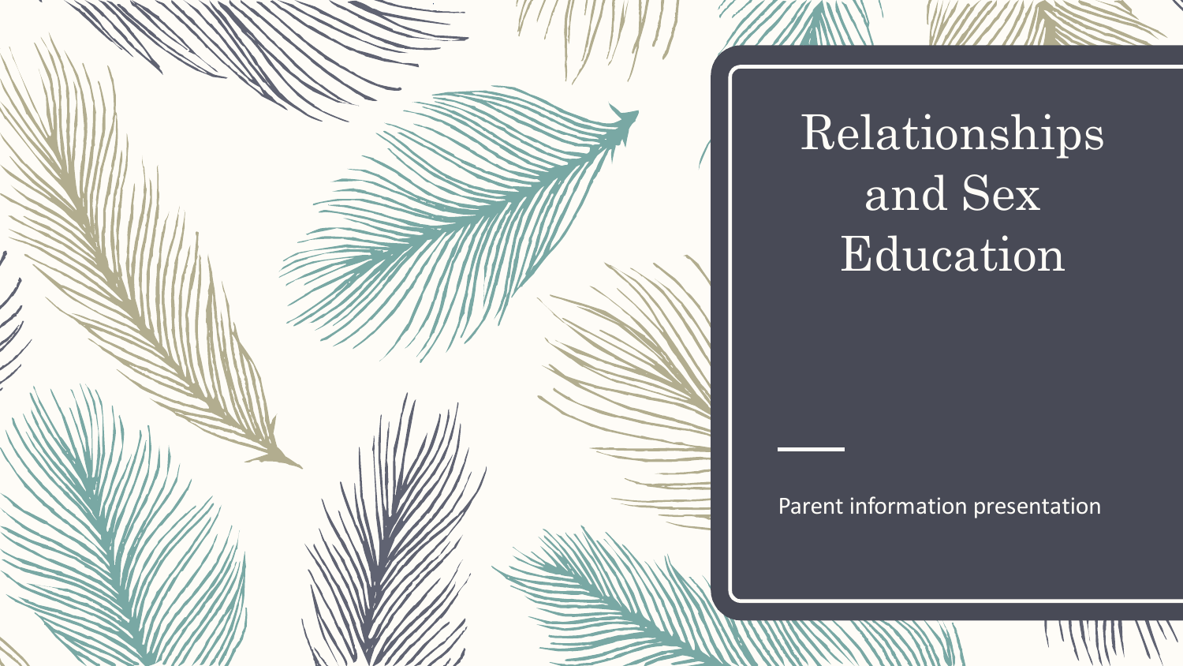# Relationships and Sex Education

Parent information presentation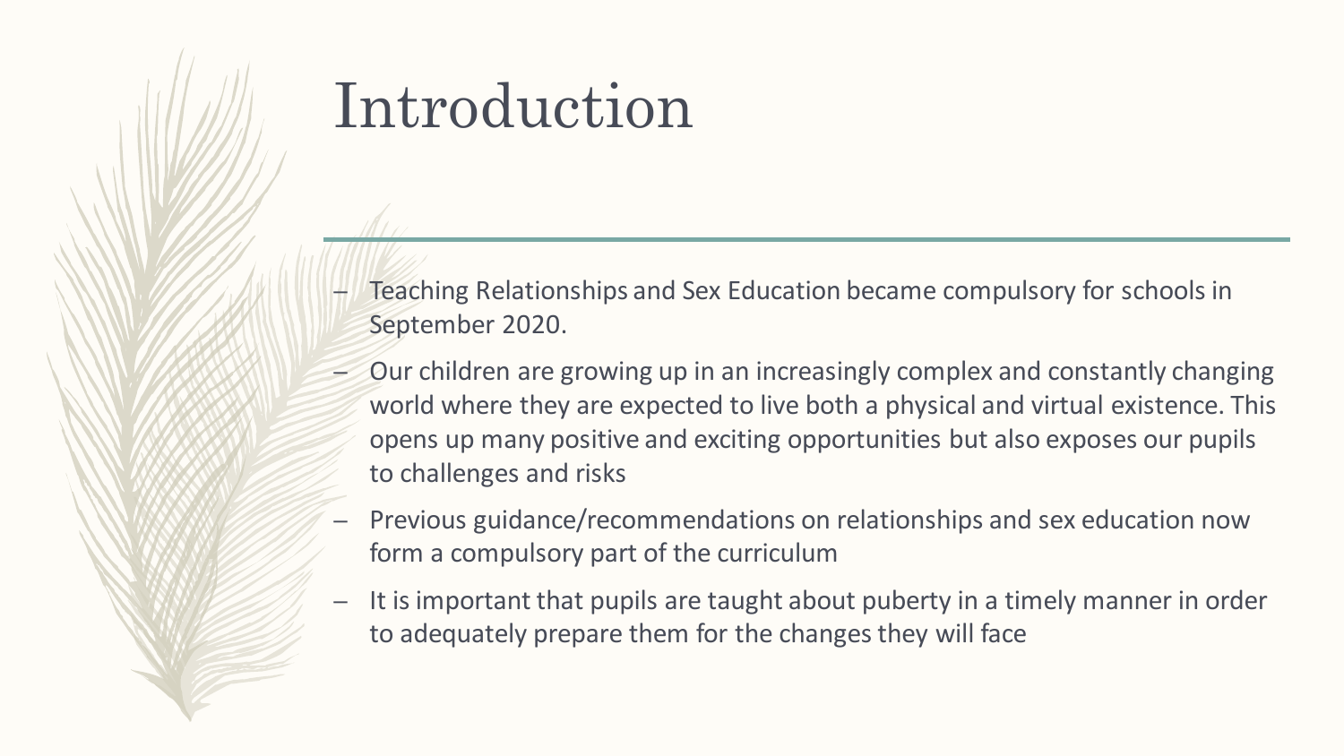# Introduction

- Teaching Relationships and Sex Education became compulsory for schools in September 2020.
- Our children are growing up in an increasingly complex and constantly changing world where they are expected to live both a physical and virtual existence. This opens up many positive and exciting opportunities but also exposes our pupils to challenges and risks
- Previous guidance/recommendations on relationships and sex education now form a compulsory part of the curriculum
- It is important that pupils are taught about puberty in a timely manner in order to adequately prepare them for the changes they will face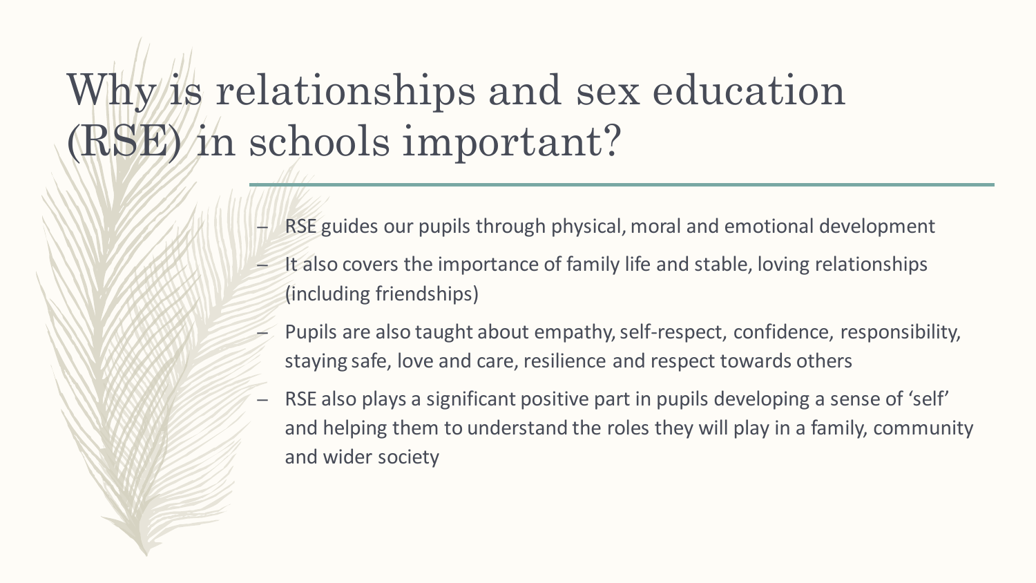# Why is relationships and sex education (RSE) in schools important?

- RSE guides our pupils through physical, moral and emotional development
- It also covers the importance of family life and stable, loving relationships (including friendships)
- Pupils are also taught about empathy, self-respect, confidence, responsibility, staying safe, love and care, resilience and respect towards others
- RSE also plays a significant positive part in pupils developing a sense of 'self' and helping them to understand the roles they will play in a family, community and wider society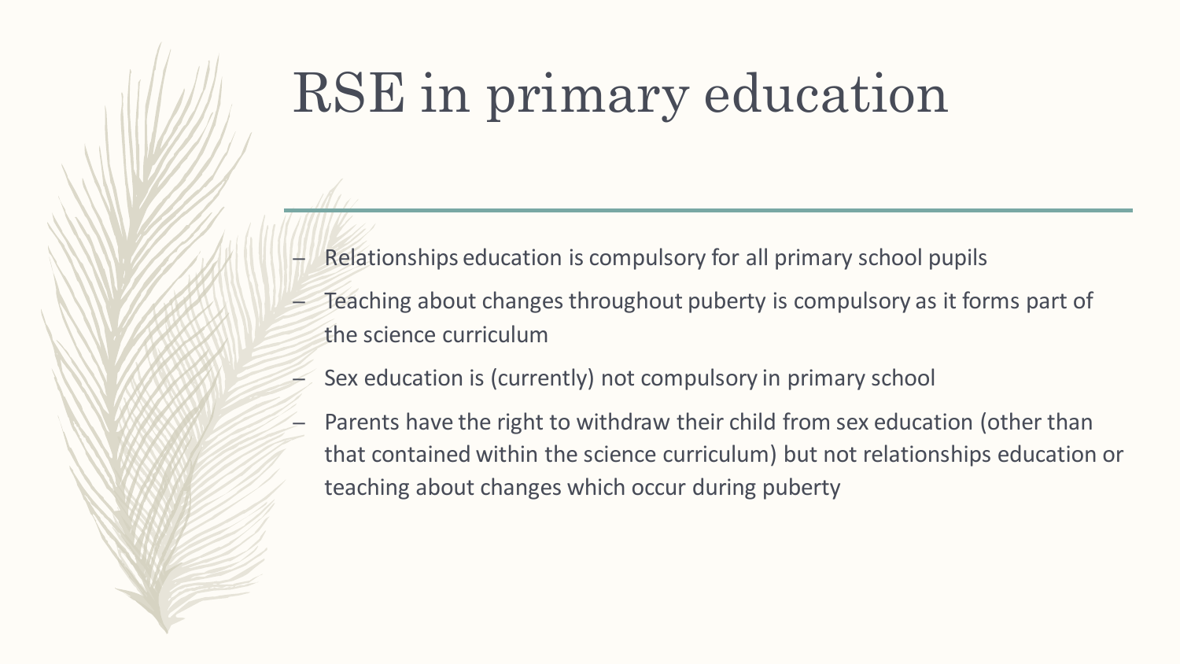# RSE in primary education

- Relationships education is compulsory for all primary school pupils
- Teaching about changes throughout puberty is compulsory as it forms part of the science curriculum
- Sex education is (currently) not compulsory in primary school
- Parents have the right to withdraw their child from sex education (other than that contained within the science curriculum) but not relationships education or teaching about changes which occur during puberty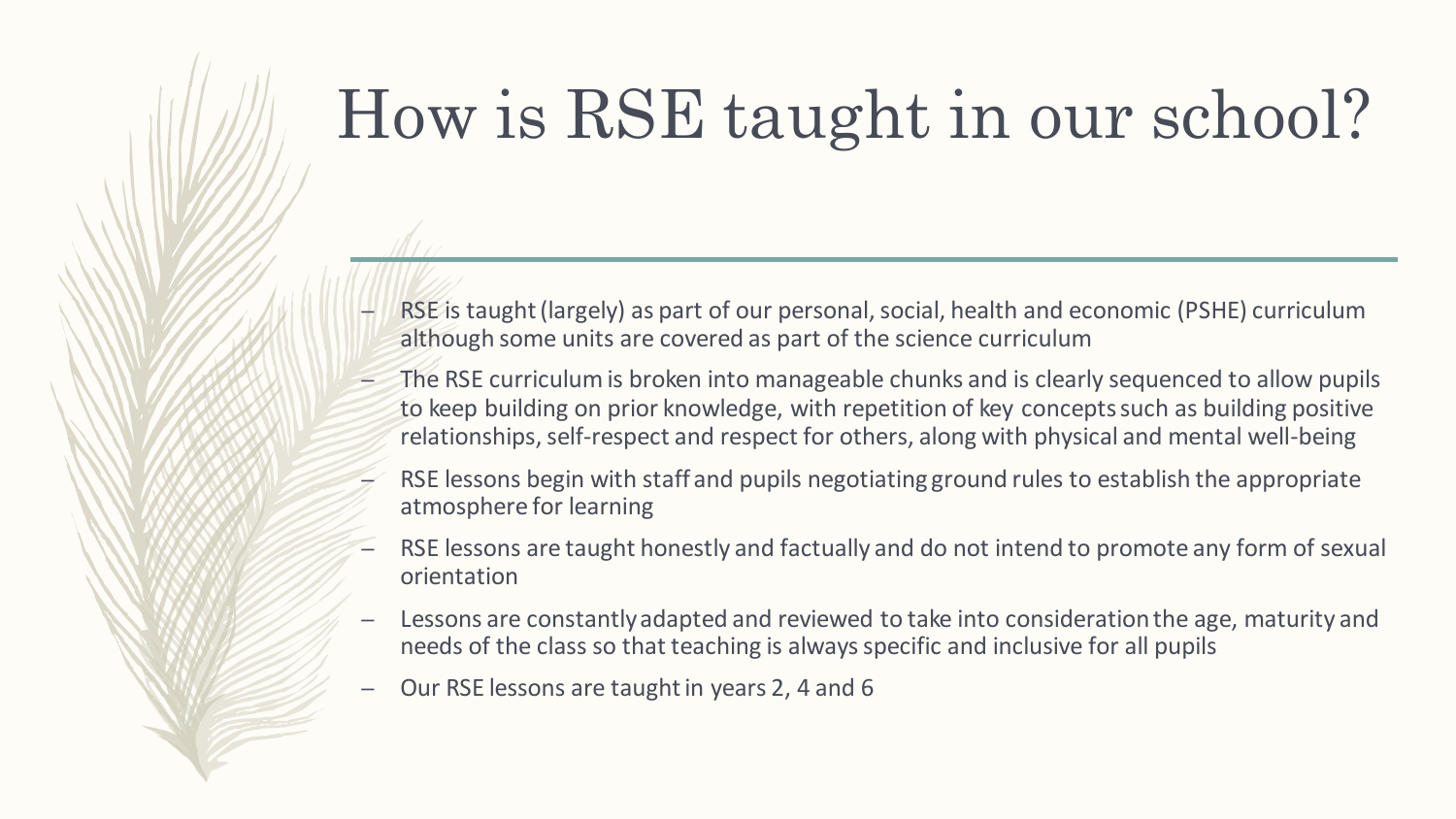# How is RSE taught in our school?

- RSE is taught (largely) as part of our personal, social, health and economic (PSHE) curriculum although some units are covered as part of the science curriculum
- The RSE curriculum is broken into manageable chunks and is clearly sequenced to allow pupils to keep building on prior knowledge, with repetition of key concepts such as building positive relationships, self-respect and respect for others, along with physical and mental well-being
- RSE lessons begin with staff and pupils negotiating ground rules to establish the appropriate atmosphere for learning
- RSE lessons are taught honestly and factually and do not intend to promote any form of sexual orientation
- Lessons are constantly adapted and reviewed to take into consideration the age, maturity and needs of the class so that teaching is always specific and inclusive for all pupils
- Our RSE lessons are taught in years 2, 4 and 6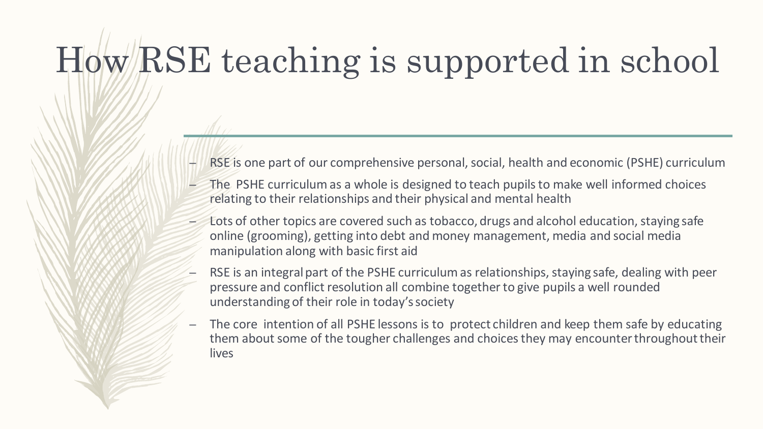# How RSE teaching is supported in school

- RSE is one part of our comprehensive personal, social, health and economic (PSHE) curriculum
- The PSHE curriculum as a whole is designed to teach pupils to make well informed choices relating to their relationships and their physical and mental health
- Lots of other topics are covered such as tobacco, drugs and alcohol education, staying safe online (grooming), getting into debt and money management, media and social media manipulation along with basic first aid
- RSE is an integral part of the PSHE curriculum as relationships, staying safe, dealing with peer pressure and conflict resolution all combine together to give pupils a well rounded understanding of their role in today's society
- The core intention of all PSHE lessons is to protect children and keep them safe by educating them about some of the tougher challenges and choices they may encounter throughout their lives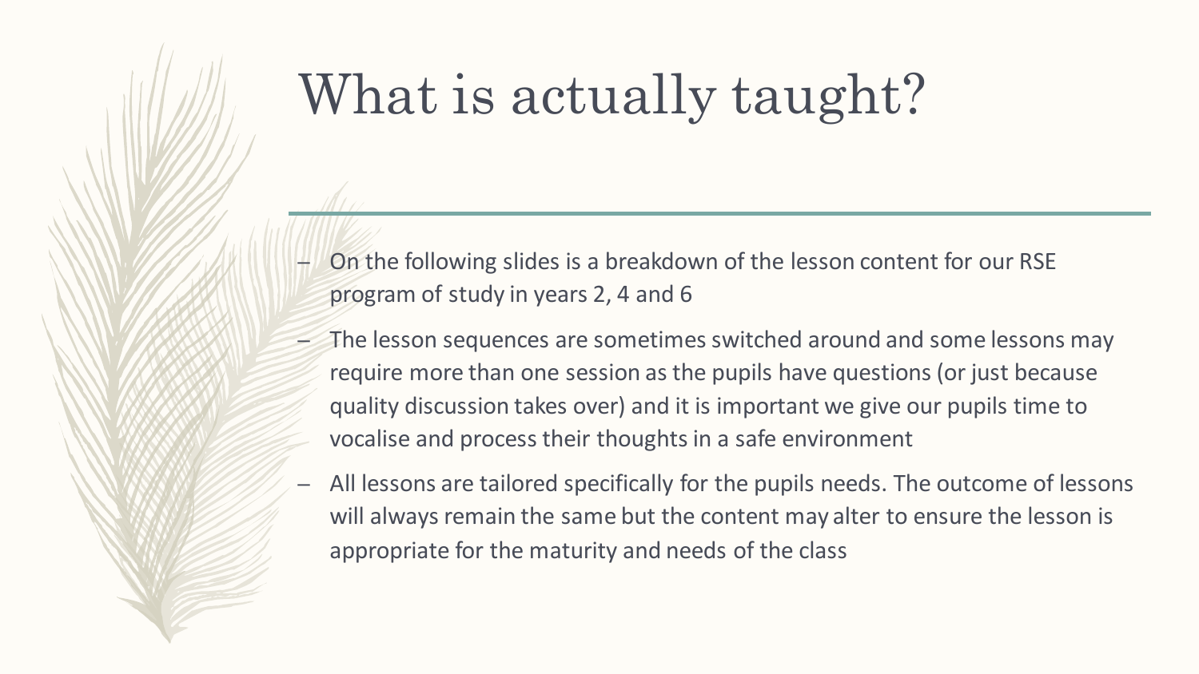# What is actually taught?

- On the following slides is a breakdown of the lesson content for our RSE program of study in years 2, 4 and 6
- The lesson sequences are sometimes switched around and some lessons may require more than one session as the pupils have questions (or just because quality discussion takes over) and it is important we give our pupils time to vocalise and process their thoughts in a safe environment
- All lessons are tailored specifically for the pupils needs. The outcome of lessons will always remain the same but the content may alter to ensure the lesson is appropriate for the maturity and needs of the class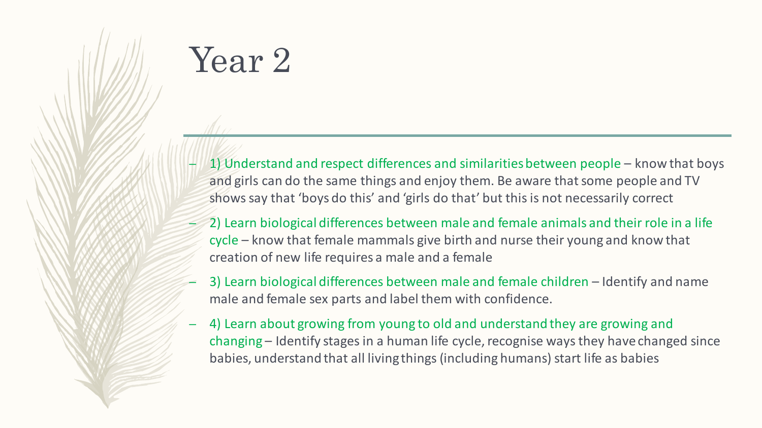# Year 2

- 1) Understand and respect differences and similarities between people – know that boys and girls can do the same things and enjoy them. Be aware that some people and TV shows say that 'boys do this' and 'girls do that' but this is not necessarily correct
- 2) Learn biological differences between male and female animals and their role in a life cycle – know that female mammals give birth and nurse their young and know that creation of new life requires a male and a female
- 3) Learn biological differences between male and female children – Identify and name male and female sex parts and label them with confidence.
- 4) Learn about growing from young to old and understand they are growing and changing – Identify stages in a human life cycle, recognise ways they have changed since babies, understand that all living things (including humans) start life as babies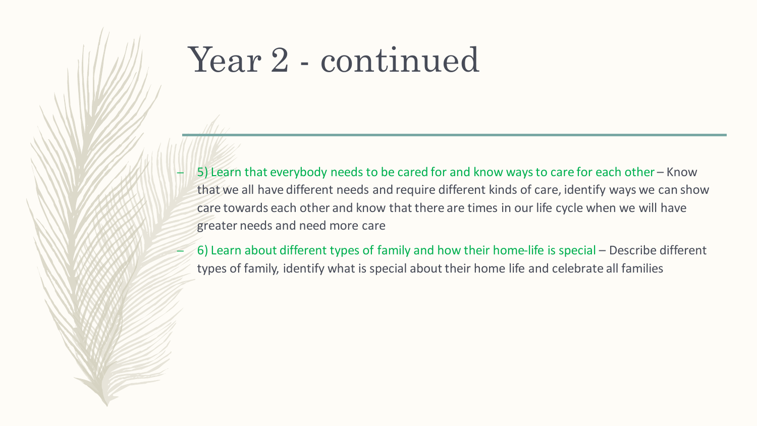# Year 2 - continued

- 5) Learn that everybody needs to be cared for and know ways to care for each other – Know that we all have different needs and require different kinds of care, identify ways we can show care towards each other and know that there are times in our life cycle when we will have greater needs and need more care
- 6) Learn about different types of family and how their home-life is special – Describe different types of family, identify what is special about their home life and celebrate all families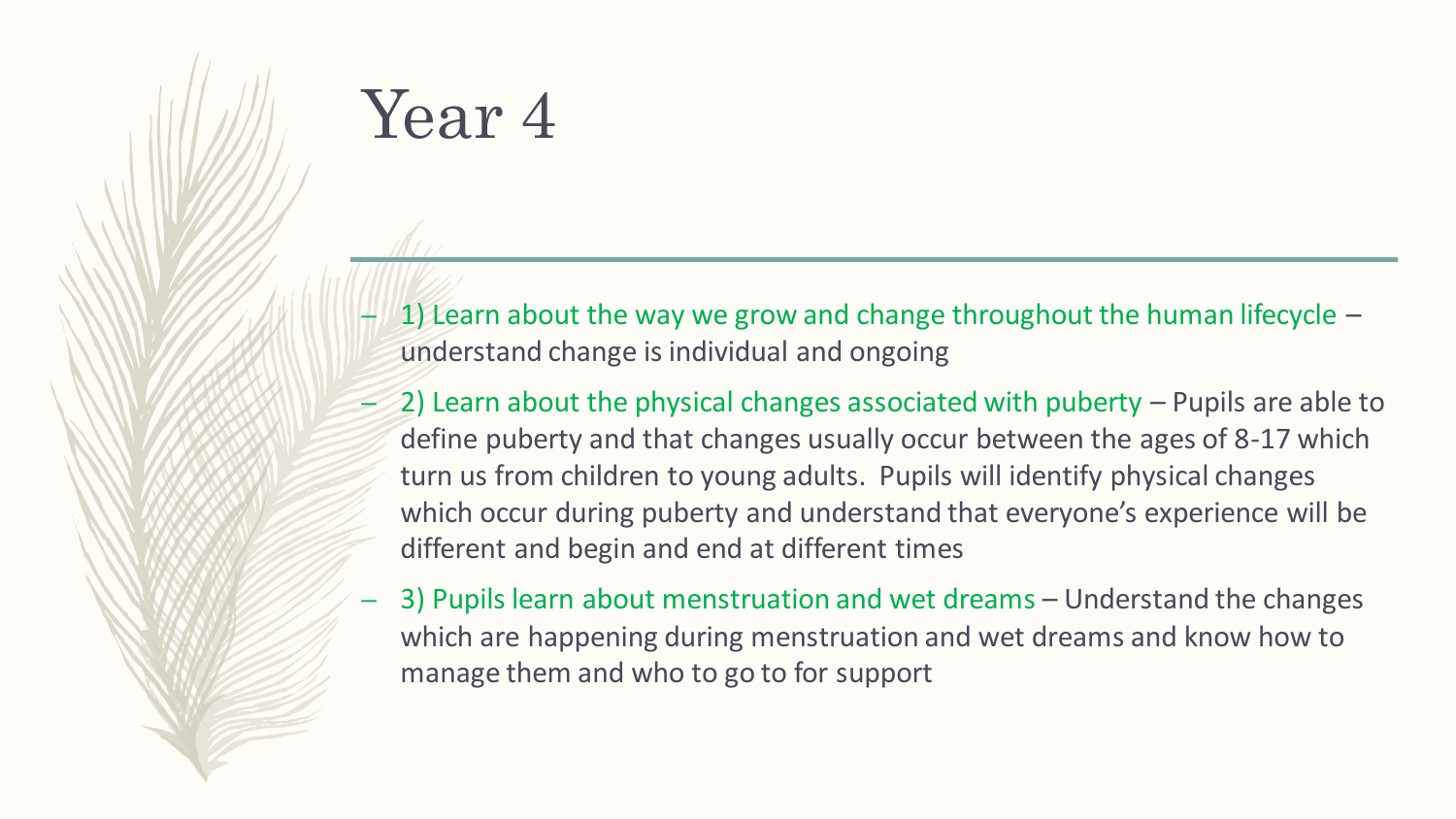# Year 4

- 1) Learn about the way we grow and change throughout the human lifecycle – understand change is individual and ongoing
- 2) Learn about the physical changes associated with puberty – Pupils are able to define puberty and that changes usually occur between the ages of 8-17 which turn us from children to young adults. Pupils will identify physical changes which occur during puberty and understand that everyone's experience will be different and begin and end at different times
- 3) Pupils learn about menstruation and wet dreams – Understand the changes which are happening during menstruation and wet dreams and know how to manage them and who to go to for support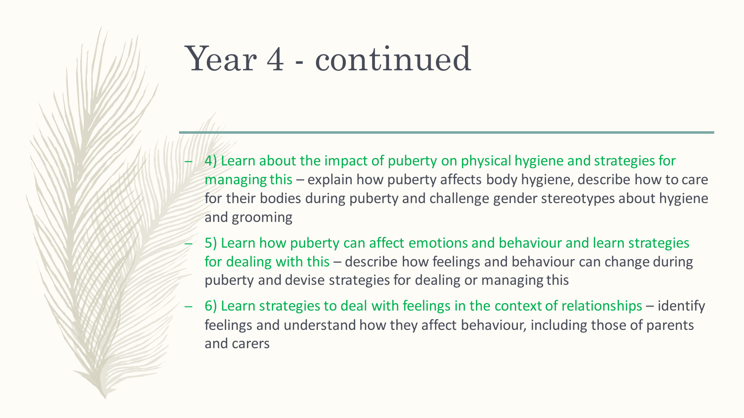# Year 4 - continued

- 4) Learn about the impact of puberty on physical hygiene and strategies for managing this – explain how puberty affects body hygiene, describe how to care for their bodies during puberty and challenge gender stereotypes about hygiene and grooming
- 5) Learn how puberty can affect emotions and behaviour and learn strategies for dealing with this – describe how feelings and behaviour can change during puberty and devise strategies for dealing or managing this
- 6) Learn strategies to deal with feelings in the context of relationships – identify feelings and understand how they affect behaviour, including those of parents and carers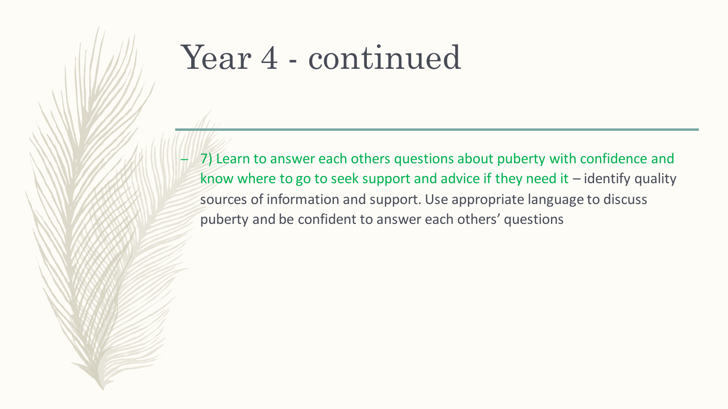# Year 4 - continued

- 7) Learn to answer each others questions about puberty with confidence and know where to go to seek support and advice if they need it – identify quality sources of information and support. Use appropriate language to discuss puberty and be confident to answer each others' questions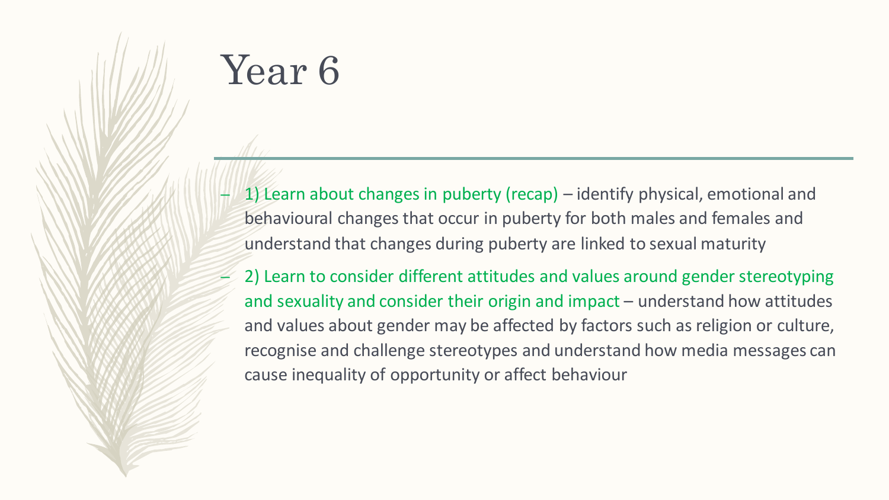# Year 6

- 1) Learn about changes in puberty (recap) – identify physical, emotional and behavioural changes that occur in puberty for both males and females and understand that changes during puberty are linked to sexual maturity
- 2) Learn to consider different attitudes and values around gender stereotyping and sexuality and consider their origin and impact – understand how attitudes and values about gender may be affected by factors such as religion or culture, recognise and challenge stereotypes and understand how media messages can cause inequality of opportunity or affect behaviour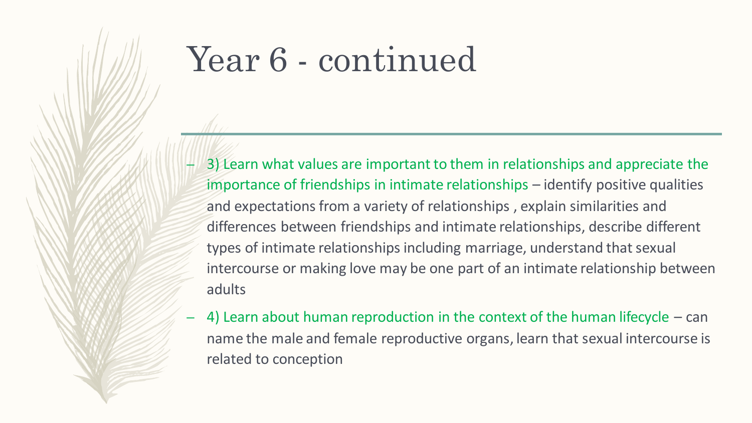# Year 6 - continued

- 3) Learn what values are important to them in relationships and appreciate the importance of friendships in intimate relationships – identify positive qualities and expectations from a variety of relationships , explain similarities and differences between friendships and intimate relationships, describe different types of intimate relationships including marriage, understand that sexual intercourse or making love may be one part of an intimate relationship between adults
- 4) Learn about human reproduction in the context of the human lifecycle – can name the male and female reproductive organs, learn that sexual intercourse is related to conception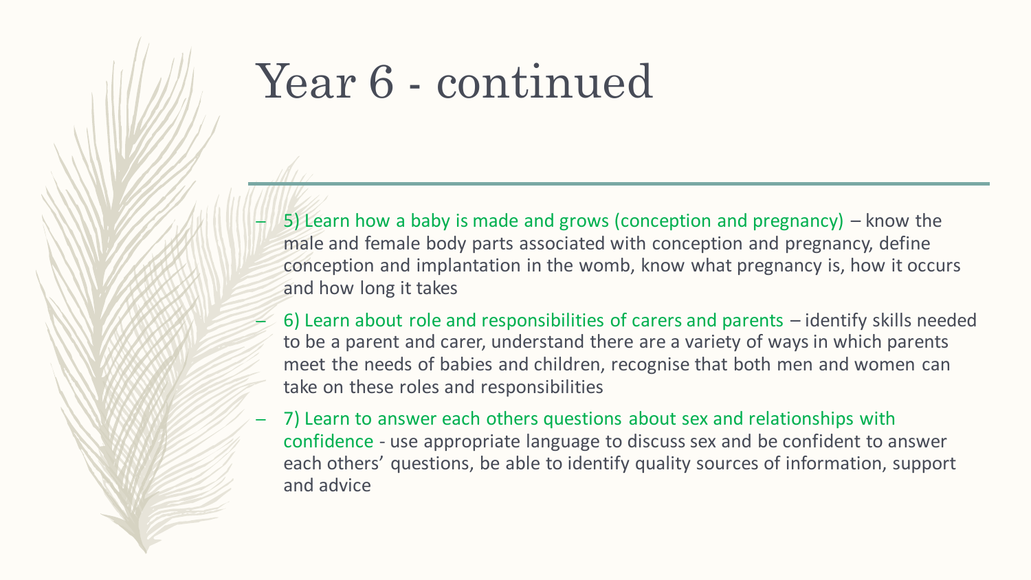# Year 6 - continued

- 5) Learn how a baby is made and grows (conception and pregnancy) – know the male and female body parts associated with conception and pregnancy, define conception and implantation in the womb, know what pregnancy is, how it occurs and how long it takes
- 6) Learn about role and responsibilities of carers and parents – identify skills needed to be a parent and carer, understand there are a variety of ways in which parents meet the needs of babies and children, recognise that both men and women can take on these roles and responsibilities
- 7) Learn to answer each others questions about sex and relationships with confidence - use appropriate language to discuss sex and be confident to answer each others' questions, be able to identify quality sources of information, support and advice